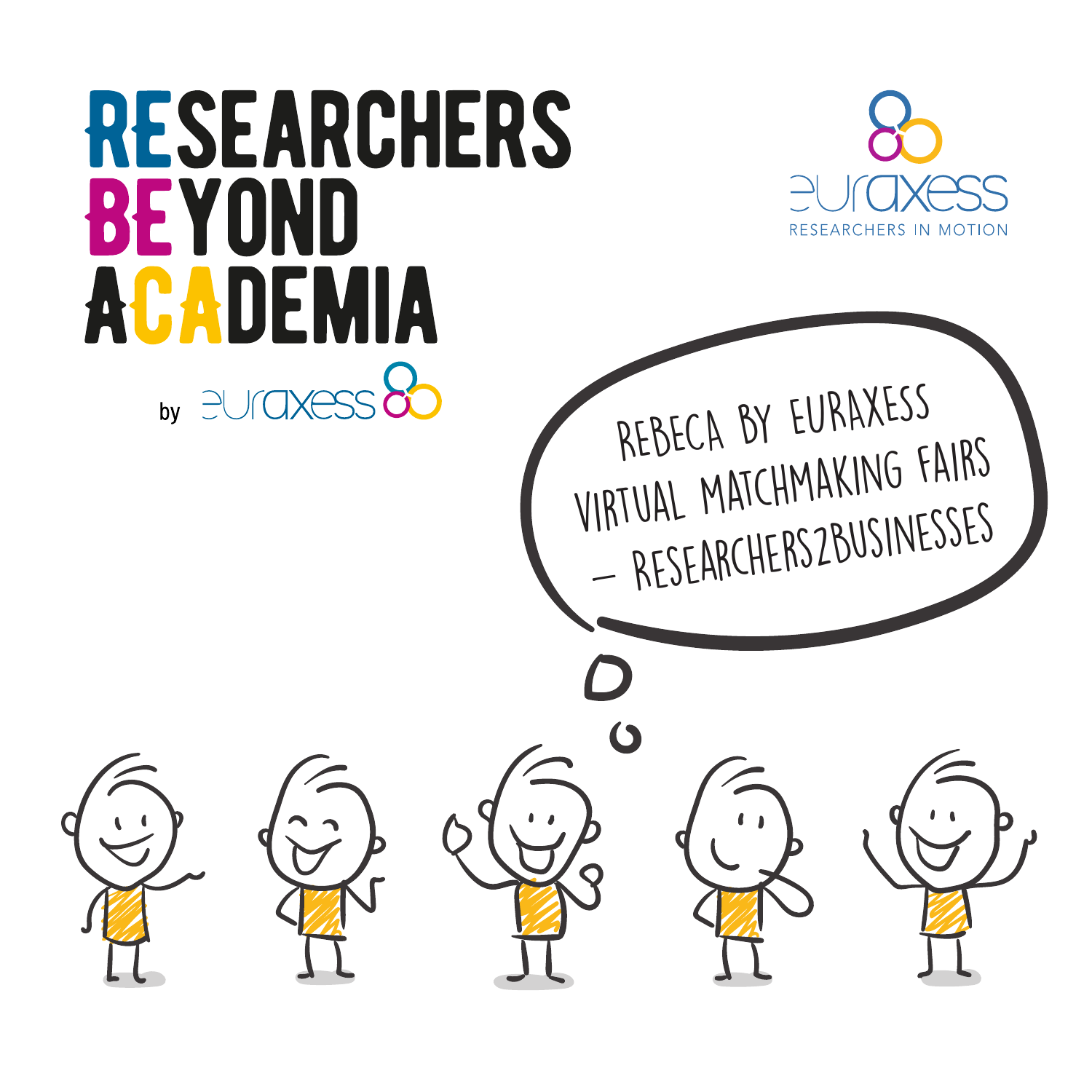# RESEARCHERS BEYOND ACADEMIA

by euraxess

euraxess
RESEARCHERS IN MOTION

REBECA BY EURAXESS VIRTUAL MATCHMAKING FAIRS – RESEARCHERS2BUSINESSES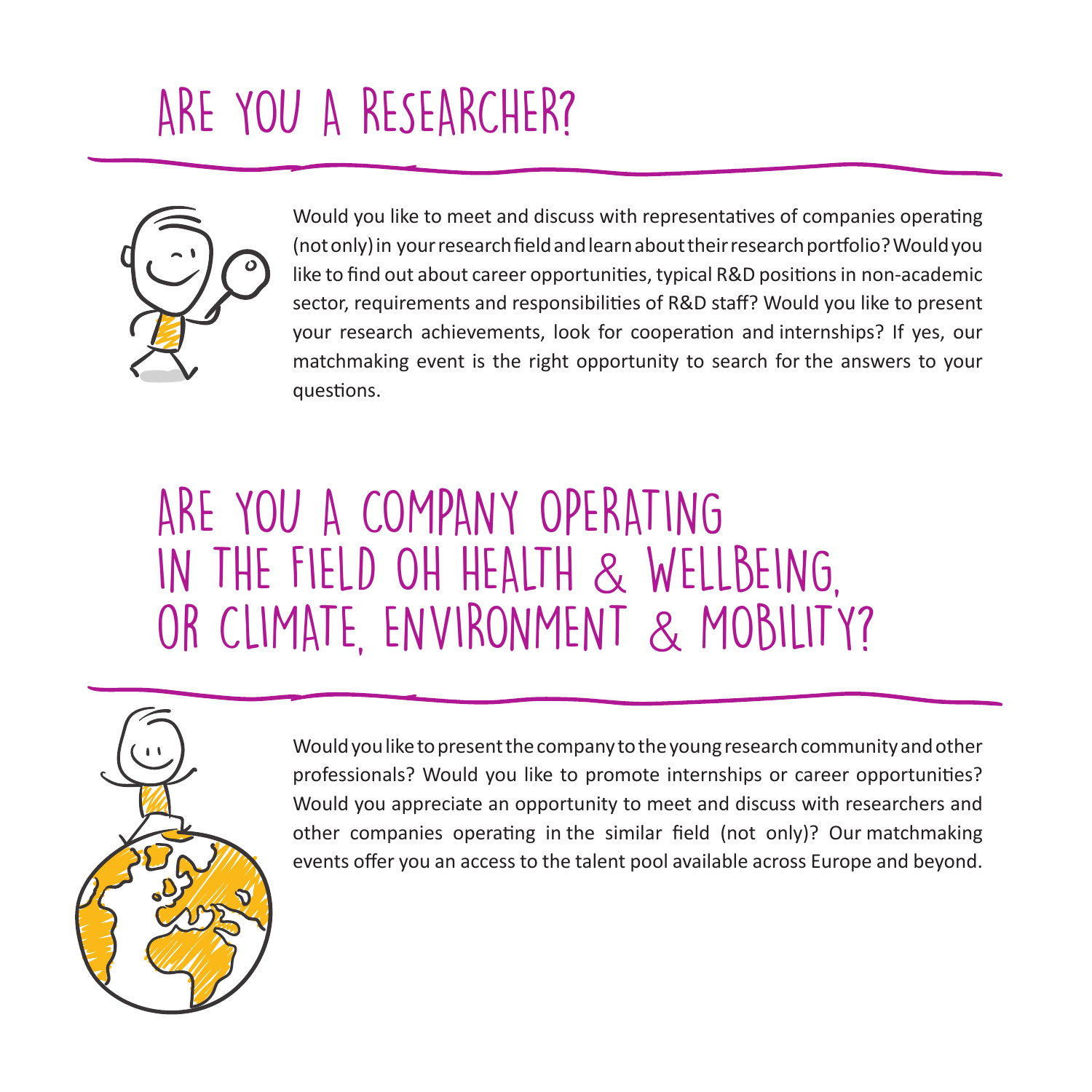# ARE YOU A RESEARCHER?

Would you like to meet and discuss with representatives of companies operating (not only) in your research field and learn about their research portfolio? Would you like to find out about career opportunities, typical R&D positions in non-academic sector, requirements and responsibilities of R&D staff? Would you like to present your research achievements, look for cooperation and internships? If yes, our matchmaking event is the right opportunity to search for the answers to your questions.

# ARE YOU A COMPANY OPERATING IN THE FIELD OH HEALTH & WELLBEING, OR CLIMATE, ENVIRONMENT & MOBILITY?

Would you like to present the company to the young research community and other professionals? Would you like to promote internships or career opportunities? Would you appreciate an opportunity to meet and discuss with researchers and other companies operating in the similar field (not only)? Our matchmaking events offer you an access to the talent pool available across Europe and beyond.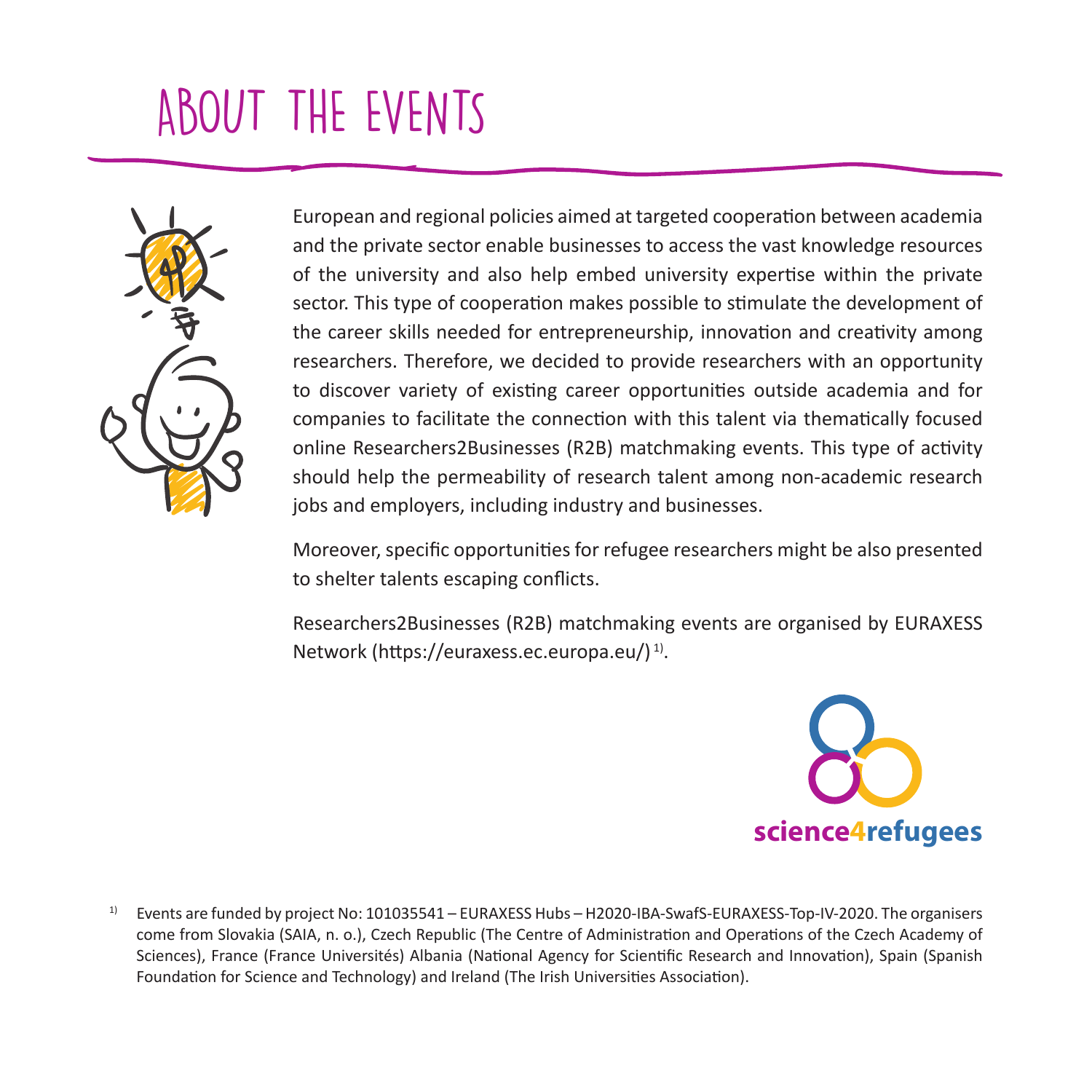# ABOUT THE EVENTS

European and regional policies aimed at targeted cooperation between academia and the private sector enable businesses to access the vast knowledge resources of the university and also help embed university expertise within the private sector. This type of cooperation makes possible to stimulate the development of the career skills needed for entrepreneurship, innovation and creativity among researchers. Therefore, we decided to provide researchers with an opportunity to discover variety of existing career opportunities outside academia and for companies to facilitate the connection with this talent via thematically focused online Researchers2Businesses (R2B) matchmaking events. This type of activity should help the permeability of research talent among non-academic research jobs and employers, including industry and businesses.

Moreover, specific opportunities for refugee researchers might be also presented to shelter talents escaping conflicts.

Researchers2Businesses (R2B) matchmaking events are organised by EURAXESS Network (https://euraxess.ec.europa.eu/) [1)].

science4refugees

[1)] Events are funded by project No: 101035541 – EURAXESS Hubs – H2020-IBA-SwafS-EURAXESS-Top-IV-2020. The organisers come from Slovakia (SAIA, n. o.), Czech Republic (The Centre of Administration and Operations of the Czech Academy of Sciences), France (France Universités) Albania (National Agency for Scientific Research and Innovation), Spain (Spanish Foundation for Science and Technology) and Ireland (The Irish Universities Association).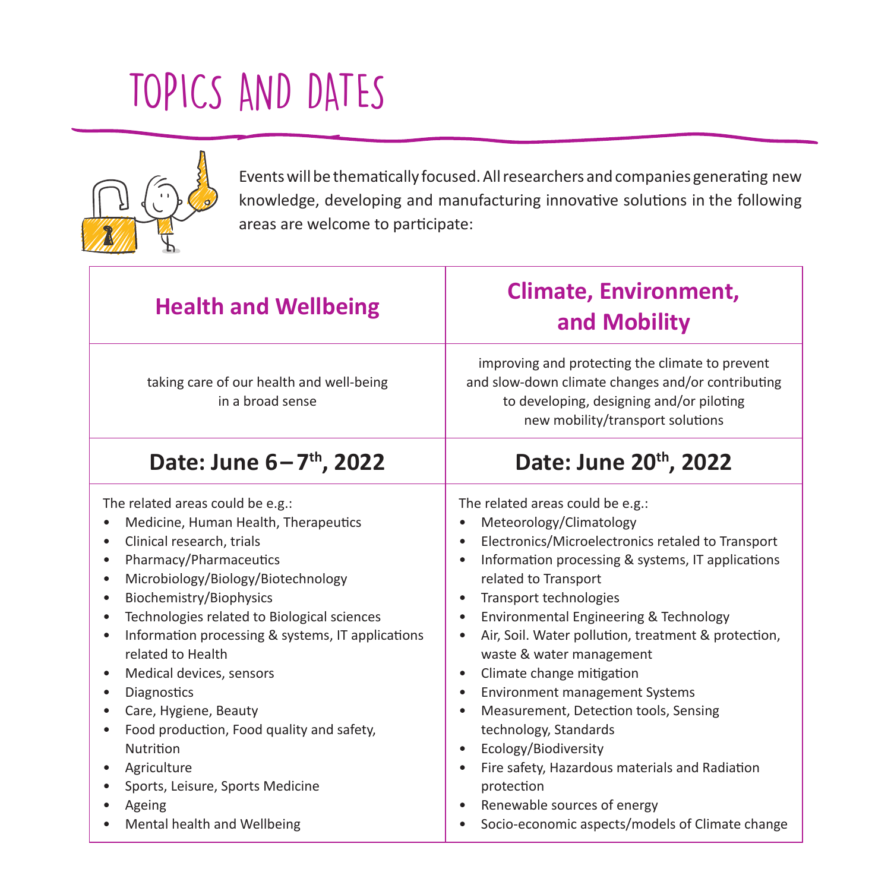# TOPICS AND DATES

Events will be thematically focused. All researchers and companies generating new knowledge, developing and manufacturing innovative solutions in the following areas are welcome to participate:

| Health and Wellbeing | Climate, Environment, and Mobility |
|---|---|
| taking care of our health and well-being in a broad sense | improving and protecting the climate to prevent and slow-down climate changes and/or contributing to developing, designing and/or piloting new mobility/transport solutions |
| **Date: June 6 – 7th, 2022** | **Date: June 20th, 2022** |
| The related areas could be e.g.:<br>• Medicine, Human Health, Therapeutics<br>• Clinical research, trials<br>• Pharmacy/Pharmaceutics<br>• Microbiology/Biology/Biotechnology<br>• Biochemistry/Biophysics<br>• Technologies related to Biological sciences<br>• Information processing & systems, IT applications related to Health<br>• Medical devices, sensors<br>• Diagnostics<br>• Care, Hygiene, Beauty<br>• Food production, Food quality and safety, Nutrition<br>• Agriculture<br>• Sports, Leisure, Sports Medicine<br>• Ageing<br>• Mental health and Wellbeing | The related areas could be e.g.:<br>• Meteorology/Climatology<br>• Electronics/Microelectronics retaled to Transport<br>• Information processing & systems, IT applications related to Transport<br>• Transport technologies<br>• Environmental Engineering & Technology<br>• Air, Soil. Water pollution, treatment & protection, waste & water management<br>• Climate change mitigation<br>• Environment management Systems<br>• Measurement, Detection tools, Sensing technology, Standards<br>• Ecology/Biodiversity<br>• Fire safety, Hazardous materials and Radiation protection<br>• Renewable sources of energy<br>• Socio-economic aspects/models of Climate change |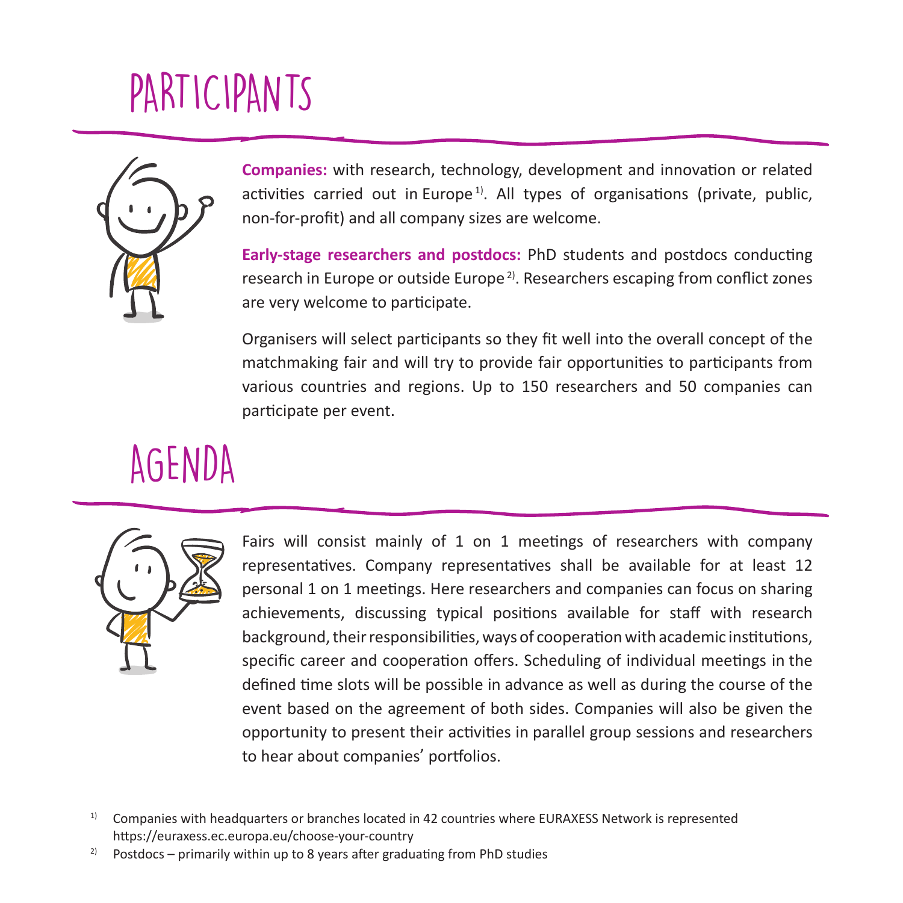# PARTICIPANTS

**Companies:** with research, technology, development and innovation or related activities carried out in Europe [1]. All types of organisations (private, public, non-for-profit) and all company sizes are welcome.

**Early-stage researchers and postdocs:** PhD students and postdocs conducting research in Europe or outside Europe [2]. Researchers escaping from conflict zones are very welcome to participate.

Organisers will select participants so they fit well into the overall concept of the matchmaking fair and will try to provide fair opportunities to participants from various countries and regions. Up to 150 researchers and 50 companies can participate per event.

# AGENDA

Fairs will consist mainly of 1 on 1 meetings of researchers with company representatives. Company representatives shall be available for at least 12 personal 1 on 1 meetings. Here researchers and companies can focus on sharing achievements, discussing typical positions available for staff with research background, their responsibilities, ways of cooperation with academic institutions, specific career and cooperation offers. Scheduling of individual meetings in the defined time slots will be possible in advance as well as during the course of the event based on the agreement of both sides. Companies will also be given the opportunity to present their activities in parallel group sessions and researchers to hear about companies' portfolios.

[1] Companies with headquarters or branches located in 42 countries where EURAXESS Network is represented https://euraxess.ec.europa.eu/choose-your-country

[2] Postdocs – primarily within up to 8 years after graduating from PhD studies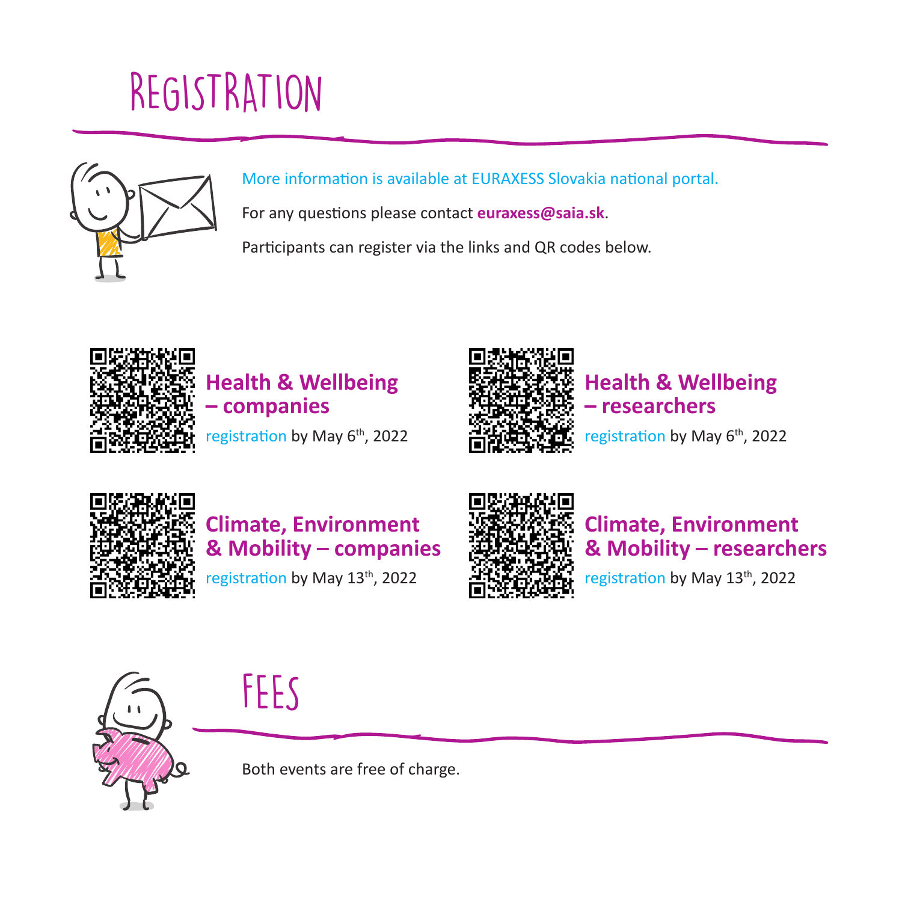# Registration

More information is available at EURAXESS Slovakia national portal.

For any questions please contact **euraxess@saia.sk**.

Participants can register via the links and QR codes below.

**Health & Wellbeing – companies**

registration by May 6th, 2022

**Health & Wellbeing – researchers**

registration by May 6th, 2022

**Climate, Environment & Mobility – companies**

registration by May 13th, 2022

**Climate, Environment & Mobility – researchers**

registration by May 13th, 2022

# Fees

Both events are free of charge.